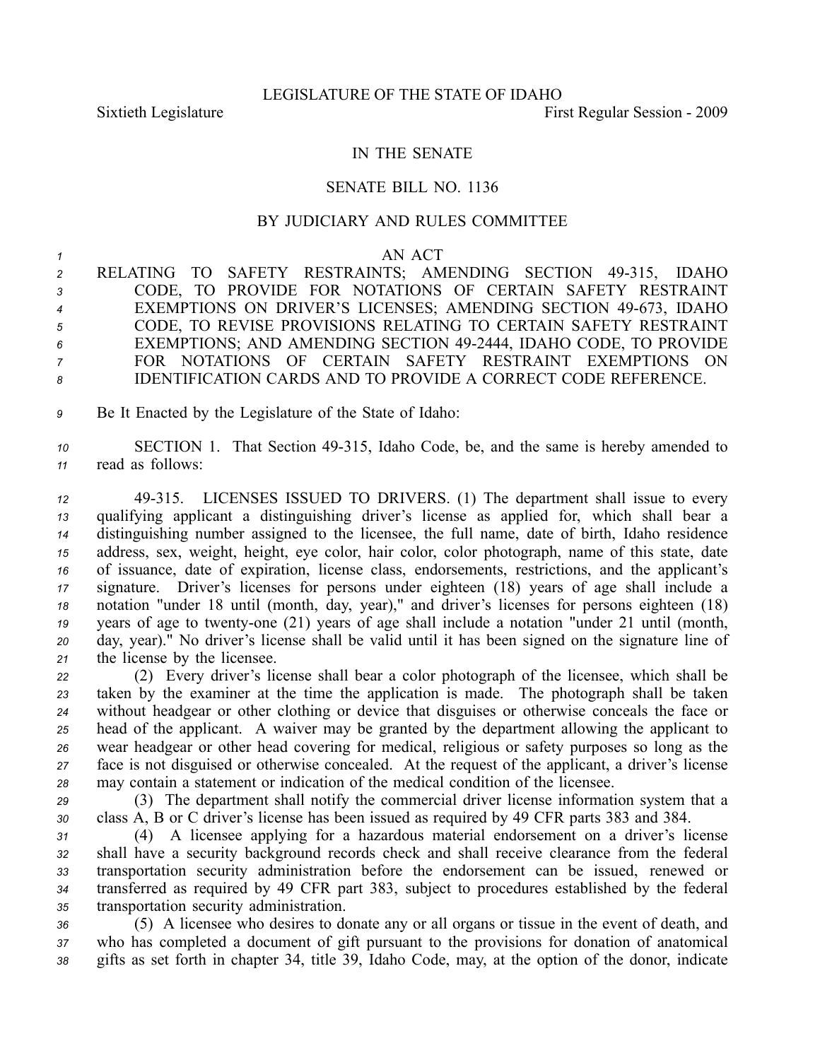LEGISLATURE OF THE STATE OF IDAHO

Sixtieth Legislature First Regular Session - 2009

IN THE SENATE

SENATE BILL NO. 1136

BY JUDICIARY AND RULES COMMITTEE

AN ACT

RELATING TO SAFETY RESTRAINTS; AMENDING SECTION 49-315, IDAHO CODE, TO PROVIDE FOR NOTATIONS OF CERTAIN SAFETY RESTRAINT EXEMPTIONS ON DRIVER'S LICENSES; AMENDING SECTION 49-673, IDAHO CODE, TO REVISE PROVISIONS RELATING TO CERTAIN SAFETY RESTRAINT EXEMPTIONS; AND AMENDING SECTION 49-2444, IDAHO CODE, TO PROVIDE FOR NOTATIONS OF CERTAIN SAFETY RESTRAINT EXEMPTIONS ON IDENTIFICATION CARDS AND TO PROVIDE A CORRECT CODE REFERENCE.

Be It Enacted by the Legislature of the State of Idaho:

SECTION 1. That Section 49-315, Idaho Code, be, and the same is hereby amended to read as follows:

49-315. LICENSES ISSUED TO DRIVERS. (1) The department shall issue to every qualifying applicant a distinguishing driver's license as applied for, which shall bear a distinguishing number assigned to the licensee, the full name, date of birth, Idaho residence address, sex, weight, height, eye color, hair color, color photograph, name of this state, date of issuance, date of expiration, license class, endorsements, restrictions, and the applicant's signature. Driver's licenses for persons under eighteen (18) years of age shall include a notation "under 18 until (month, day, year)," and driver's licenses for persons eighteen (18) years of age to twenty-one (21) years of age shall include a notation "under 21 until (month, day, year)." No driver's license shall be valid until it has been signed on the signature line of the license by the licensee.

(2) Every driver's license shall bear a color photograph of the licensee, which shall be taken by the examiner at the time the application is made. The photograph shall be taken without headgear or other clothing or device that disguises or otherwise conceals the face or head of the applicant. A waiver may be granted by the department allowing the applicant to wear headgear or other head covering for medical, religious or safety purposes so long as the face is not disguised or otherwise concealed. At the request of the applicant, a driver's license may contain a statement or indication of the medical condition of the licensee.

(3) The department shall notify the commercial driver license information system that a class A, B or C driver's license has been issued as required by 49 CFR parts 383 and 384.

(4) A licensee applying for a hazardous material endorsement on a driver's license shall have a security background records check and shall receive clearance from the federal transportation security administration before the endorsement can be issued, renewed or transferred as required by 49 CFR part 383, subject to procedures established by the federal transportation security administration.

(5) A licensee who desires to donate any or all organs or tissue in the event of death, and who has completed a document of gift pursuant to the provisions for donation of anatomical gifts as set forth in chapter 34, title 39, Idaho Code, may, at the option of the donor, indicate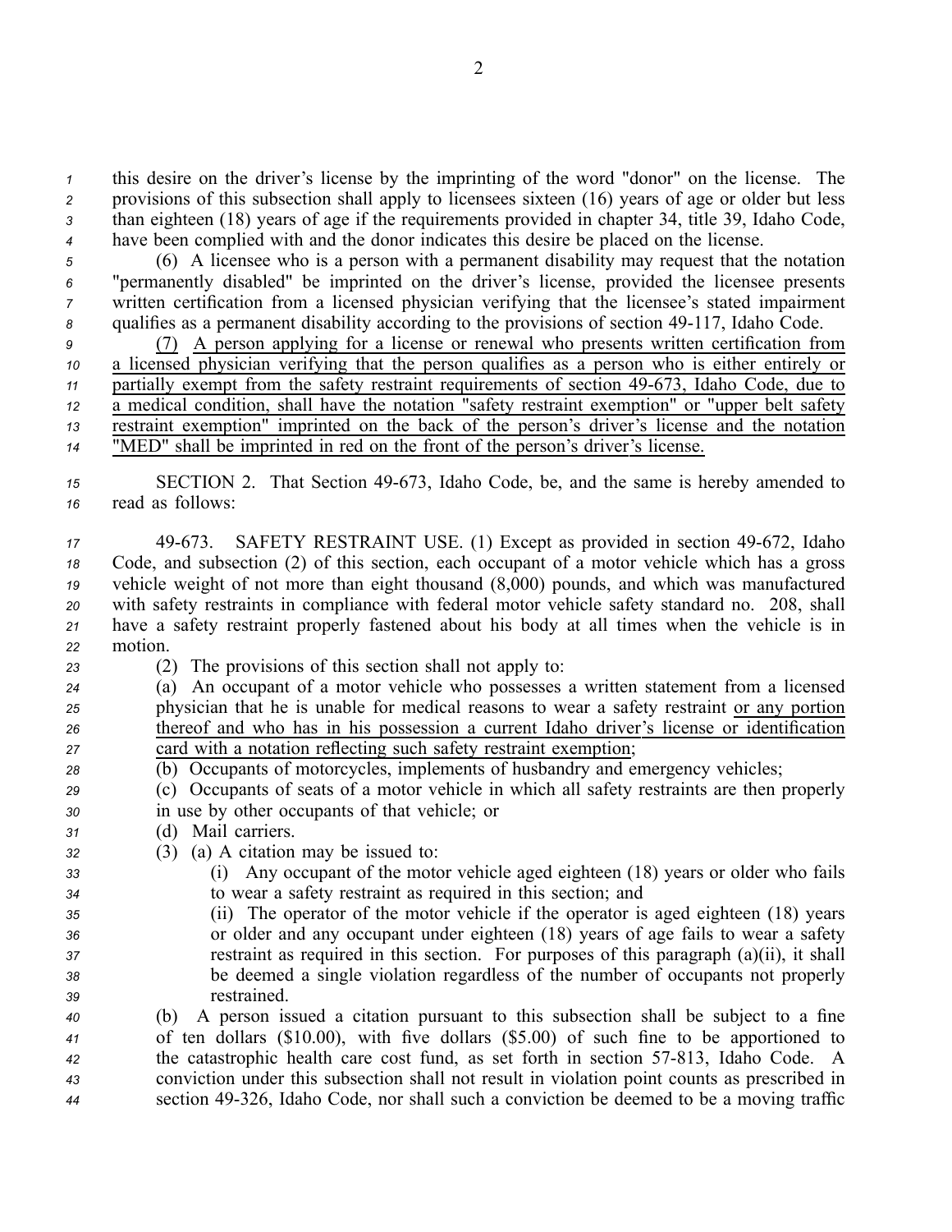this desire on the driver's license by the imprinting of the word "donor" on the license. The provisions of this subsection shall apply to licensees sixteen (16) years of age or older but less than eighteen (18) years of age if the requirements provided in chapter 34, title 39, Idaho Code, have been complied with and the donor indicates this desire be placed on the license.

(6) A licensee who is a person with a permanent disability may request that the notation "permanently disabled" be imprinted on the driver's license, provided the licensee presents written certification from a licensed physician verifying that the licensee's stated impairment qualifies as a permanent disability according to the provisions of section 49-117, Idaho Code.

(7) A person applying for a license or renewal who presents written certification from a licensed physician verifying that the person qualifies as a person who is either entirely or partially exempt from the safety restraint requirements of section 49-673, Idaho Code, due to a medical condition, shall have the notation "safety restraint exemption" or "upper belt safety restraint exemption" imprinted on the back of the person's driver's license and the notation "MED" shall be imprinted in red on the front of the person's driver's license.

SECTION 2. That Section 49-673, Idaho Code, be, and the same is hereby amended to read as follows:

49-673. SAFETY RESTRAINT USE. (1) Except as provided in section 49-672, Idaho Code, and subsection (2) of this section, each occupant of a motor vehicle which has a gross vehicle weight of not more than eight thousand (8,000) pounds, and which was manufactured with safety restraints in compliance with federal motor vehicle safety standard no. 208, shall have a safety restraint properly fastened about his body at all times when the vehicle is in motion.

(2) The provisions of this section shall not apply to:

(a) An occupant of a motor vehicle who possesses a written statement from a licensed physician that he is unable for medical reasons to wear a safety restraint or any portion thereof and who has in his possession a current Idaho driver's license or identification card with a notation reflecting such safety restraint exemption;

(b) Occupants of motorcycles, implements of husbandry and emergency vehicles;

(c) Occupants of seats of a motor vehicle in which all safety restraints are then properly in use by other occupants of that vehicle; or

(d) Mail carriers.

(3) (a) A citation may be issued to:

(i) Any occupant of the motor vehicle aged eighteen (18) years or older who fails to wear a safety restraint as required in this section; and

(ii) The operator of the motor vehicle if the operator is aged eighteen (18) years or older and any occupant under eighteen (18) years of age fails to wear a safety restraint as required in this section. For purposes of this paragraph (a)(ii), it shall be deemed a single violation regardless of the number of occupants not properly restrained.

(b) A person issued a citation pursuant to this subsection shall be subject to a fine of ten dollars ($10.00), with five dollars ($5.00) of such fine to be apportioned to the catastrophic health care cost fund, as set forth in section 57-813, Idaho Code. A conviction under this subsection shall not result in violation point counts as prescribed in section 49-326, Idaho Code, nor shall such a conviction be deemed to be a moving traffic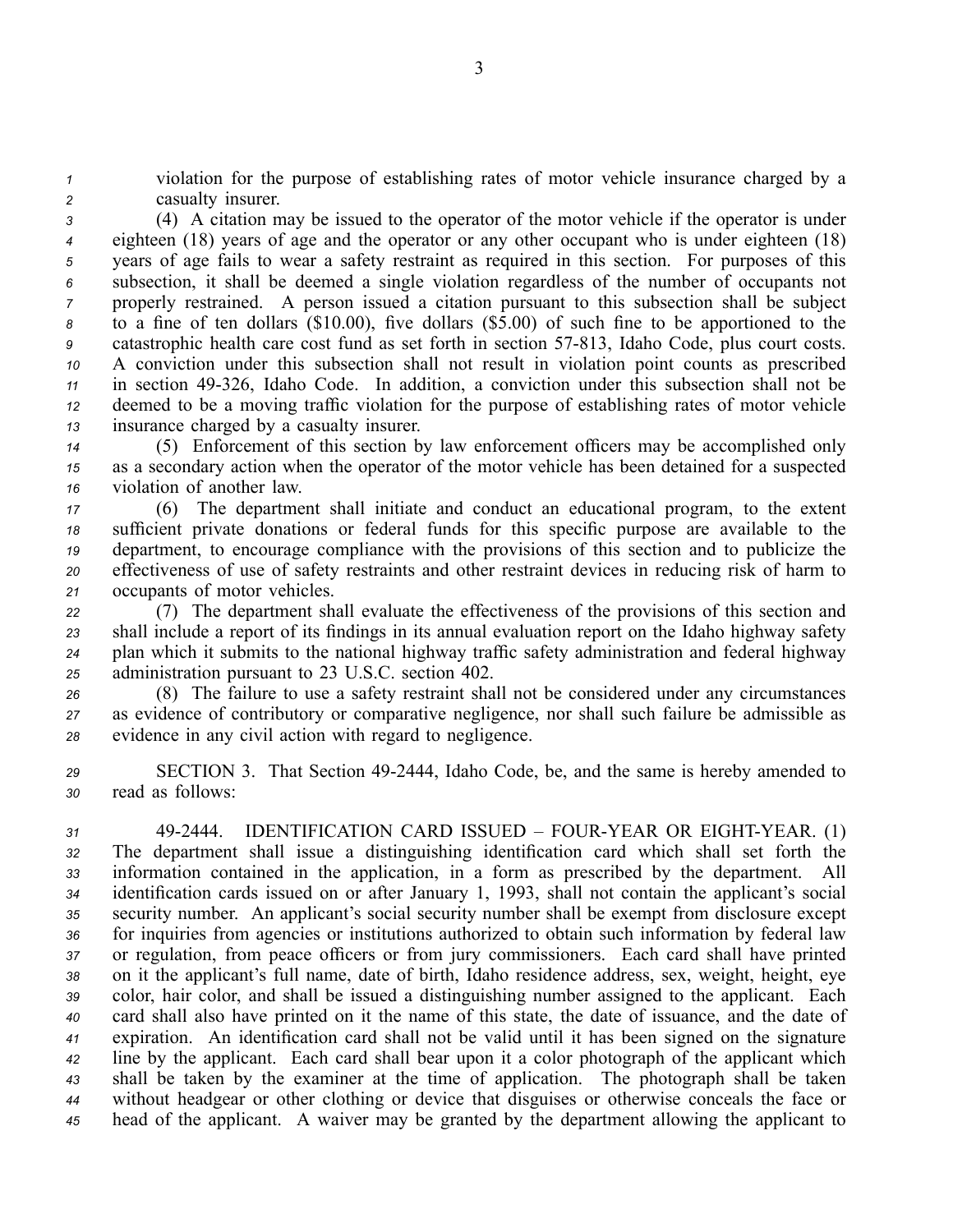violation for the purpose of establishing rates of motor vehicle insurance charged by a casualty insurer.

(4) A citation may be issued to the operator of the motor vehicle if the operator is under eighteen (18) years of age and the operator or any other occupant who is under eighteen (18) years of age fails to wear a safety restraint as required in this section. For purposes of this subsection, it shall be deemed a single violation regardless of the number of occupants not properly restrained. A person issued a citation pursuant to this subsection shall be subject to a fine of ten dollars ($10.00), five dollars ($5.00) of such fine to be apportioned to the catastrophic health care cost fund as set forth in section 57-813, Idaho Code, plus court costs. A conviction under this subsection shall not result in violation point counts as prescribed in section 49-326, Idaho Code. In addition, a conviction under this subsection shall not be deemed to be a moving traffic violation for the purpose of establishing rates of motor vehicle insurance charged by a casualty insurer.

(5) Enforcement of this section by law enforcement officers may be accomplished only as a secondary action when the operator of the motor vehicle has been detained for a suspected violation of another law.

(6) The department shall initiate and conduct an educational program, to the extent sufficient private donations or federal funds for this specific purpose are available to the department, to encourage compliance with the provisions of this section and to publicize the effectiveness of use of safety restraints and other restraint devices in reducing risk of harm to occupants of motor vehicles.

(7) The department shall evaluate the effectiveness of the provisions of this section and shall include a report of its findings in its annual evaluation report on the Idaho highway safety plan which it submits to the national highway traffic safety administration and federal highway administration pursuant to 23 U.S.C. section 402.

(8) The failure to use a safety restraint shall not be considered under any circumstances as evidence of contributory or comparative negligence, nor shall such failure be admissible as evidence in any civil action with regard to negligence.

SECTION 3. That Section 49-2444, Idaho Code, be, and the same is hereby amended to read as follows:

49-2444. IDENTIFICATION CARD ISSUED – FOUR-YEAR OR EIGHT-YEAR. (1) The department shall issue a distinguishing identification card which shall set forth the information contained in the application, in a form as prescribed by the department. All identification cards issued on or after January 1, 1993, shall not contain the applicant's social security number. An applicant's social security number shall be exempt from disclosure except for inquiries from agencies or institutions authorized to obtain such information by federal law or regulation, from peace officers or from jury commissioners. Each card shall have printed on it the applicant's full name, date of birth, Idaho residence address, sex, weight, height, eye color, hair color, and shall be issued a distinguishing number assigned to the applicant. Each card shall also have printed on it the name of this state, the date of issuance, and the date of expiration. An identification card shall not be valid until it has been signed on the signature line by the applicant. Each card shall bear upon it a color photograph of the applicant which shall be taken by the examiner at the time of application. The photograph shall be taken without headgear or other clothing or device that disguises or otherwise conceals the face or head of the applicant. A waiver may be granted by the department allowing the applicant to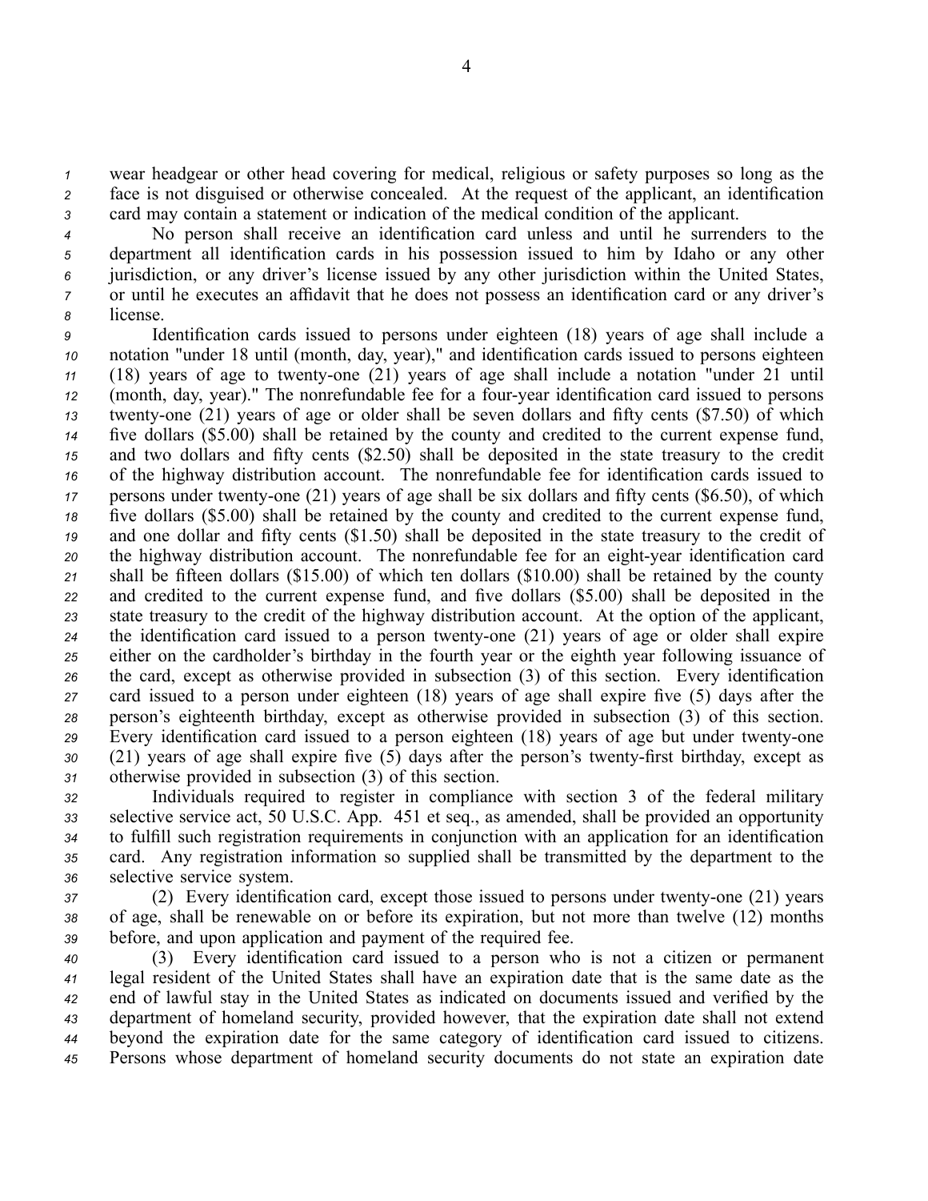wear headgear or other head covering for medical, religious or safety purposes so long as the face is not disguised or otherwise concealed. At the request of the applicant, an identification card may contain a statement or indication of the medical condition of the applicant.

No person shall receive an identification card unless and until he surrenders to the department all identification cards in his possession issued to him by Idaho or any other jurisdiction, or any driver's license issued by any other jurisdiction within the United States, or until he executes an affidavit that he does not possess an identification card or any driver's license.

Identification cards issued to persons under eighteen (18) years of age shall include a notation "under 18 until (month, day, year)," and identification cards issued to persons eighteen (18) years of age to twenty-one (21) years of age shall include a notation "under 21 until (month, day, year)." The nonrefundable fee for a four-year identification card issued to persons twenty-one (21) years of age or older shall be seven dollars and fifty cents ($7.50) of which five dollars ($5.00) shall be retained by the county and credited to the current expense fund, and two dollars and fifty cents ($2.50) shall be deposited in the state treasury to the credit of the highway distribution account. The nonrefundable fee for identification cards issued to persons under twenty-one (21) years of age shall be six dollars and fifty cents ($6.50), of which five dollars ($5.00) shall be retained by the county and credited to the current expense fund, and one dollar and fifty cents ($1.50) shall be deposited in the state treasury to the credit of the highway distribution account. The nonrefundable fee for an eight-year identification card shall be fifteen dollars ($15.00) of which ten dollars ($10.00) shall be retained by the county and credited to the current expense fund, and five dollars ($5.00) shall be deposited in the state treasury to the credit of the highway distribution account. At the option of the applicant, the identification card issued to a person twenty-one (21) years of age or older shall expire either on the cardholder's birthday in the fourth year or the eighth year following issuance of the card, except as otherwise provided in subsection (3) of this section. Every identification card issued to a person under eighteen (18) years of age shall expire five (5) days after the person's eighteenth birthday, except as otherwise provided in subsection (3) of this section. Every identification card issued to a person eighteen (18) years of age but under twenty-one (21) years of age shall expire five (5) days after the person's twenty-first birthday, except as otherwise provided in subsection (3) of this section.

Individuals required to register in compliance with section 3 of the federal military selective service act, 50 U.S.C. App. 451 et seq., as amended, shall be provided an opportunity to fulfill such registration requirements in conjunction with an application for an identification card. Any registration information so supplied shall be transmitted by the department to the selective service system.

(2) Every identification card, except those issued to persons under twenty-one (21) years of age, shall be renewable on or before its expiration, but not more than twelve (12) months before, and upon application and payment of the required fee.

(3) Every identification card issued to a person who is not a citizen or permanent legal resident of the United States shall have an expiration date that is the same date as the end of lawful stay in the United States as indicated on documents issued and verified by the department of homeland security, provided however, that the expiration date shall not extend beyond the expiration date for the same category of identification card issued to citizens. Persons whose department of homeland security documents do not state an expiration date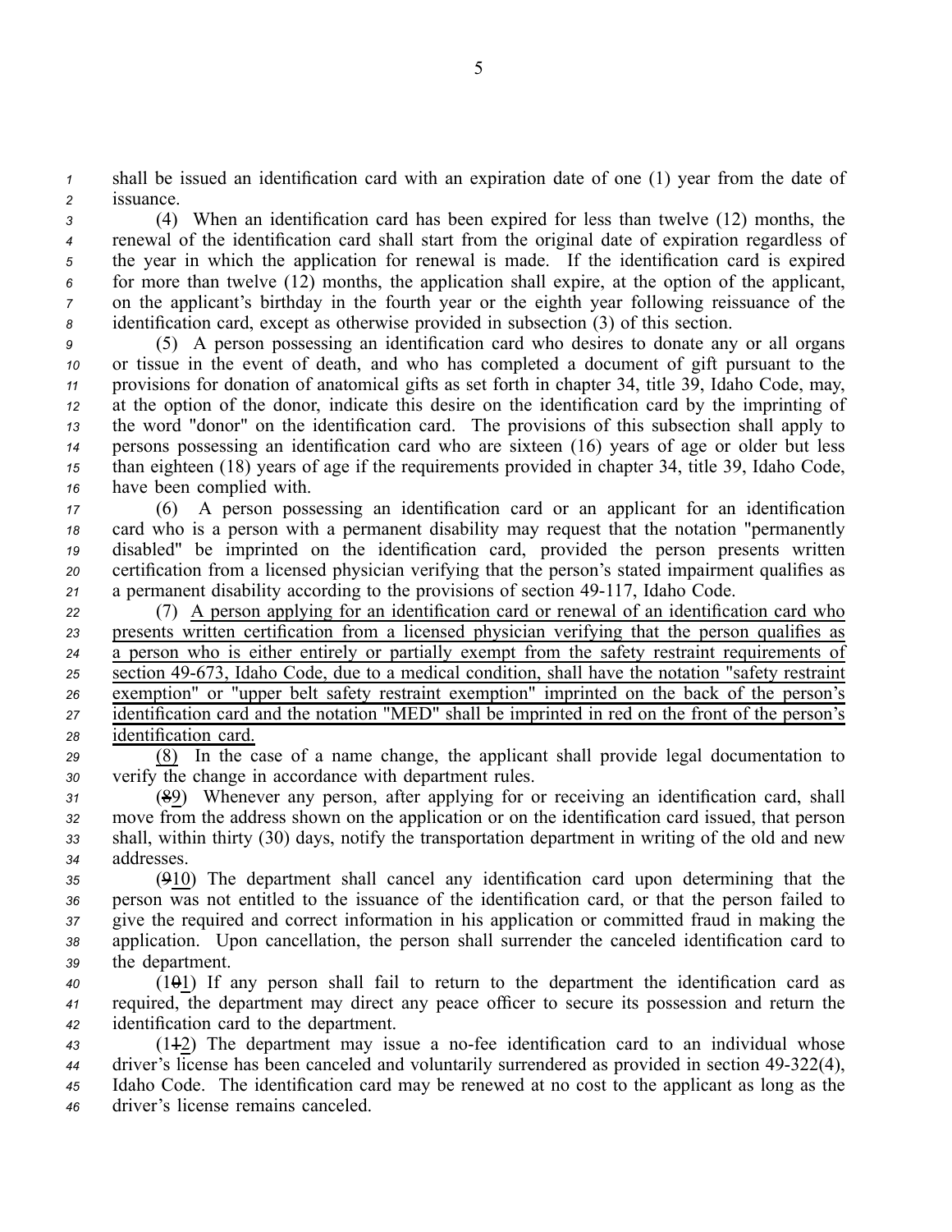shall be issued an identification card with an expiration date of one (1) year from the date of issuance.

(4) When an identification card has been expired for less than twelve (12) months, the renewal of the identification card shall start from the original date of expiration regardless of the year in which the application for renewal is made. If the identification card is expired for more than twelve (12) months, the application shall expire, at the option of the applicant, on the applicant's birthday in the fourth year or the eighth year following reissuance of the identification card, except as otherwise provided in subsection (3) of this section.

(5) A person possessing an identification card who desires to donate any or all organs or tissue in the event of death, and who has completed a document of gift pursuant to the provisions for donation of anatomical gifts as set forth in chapter 34, title 39, Idaho Code, may, at the option of the donor, indicate this desire on the identification card by the imprinting of the word "donor" on the identification card. The provisions of this subsection shall apply to persons possessing an identification card who are sixteen (16) years of age or older but less than eighteen (18) years of age if the requirements provided in chapter 34, title 39, Idaho Code, have been complied with.

(6) A person possessing an identification card or an applicant for an identification card who is a person with a permanent disability may request that the notation "permanently disabled" be imprinted on the identification card, provided the person presents written certification from a licensed physician verifying that the person's stated impairment qualifies as a permanent disability according to the provisions of section 49-117, Idaho Code.

(7) A person applying for an identification card or renewal of an identification card who presents written certification from a licensed physician verifying that the person qualifies as a person who is either entirely or partially exempt from the safety restraint requirements of section 49-673, Idaho Code, due to a medical condition, shall have the notation "safety restraint exemption" or "upper belt safety restraint exemption" imprinted on the back of the person's identification card and the notation "MED" shall be imprinted in red on the front of the person's identification card.

(8) In the case of a name change, the applicant shall provide legal documentation to verify the change in accordance with department rules.

(~~8~~9) Whenever any person, after applying for or receiving an identification card, shall move from the address shown on the application or on the identification card issued, that person shall, within thirty (30) days, notify the transportation department in writing of the old and new addresses.

(~~9~~10) The department shall cancel any identification card upon determining that the person was not entitled to the issuance of the identification card, or that the person failed to give the required and correct information in his application or committed fraud in making the application. Upon cancellation, the person shall surrender the canceled identification card to the department.

(1~~0~~1) If any person shall fail to return to the department the identification card as required, the department may direct any peace officer to secure its possession and return the identification card to the department.

(1~~1~~2) The department may issue a no-fee identification card to an individual whose driver's license has been canceled and voluntarily surrendered as provided in section 49-322(4), Idaho Code. The identification card may be renewed at no cost to the applicant as long as the driver's license remains canceled.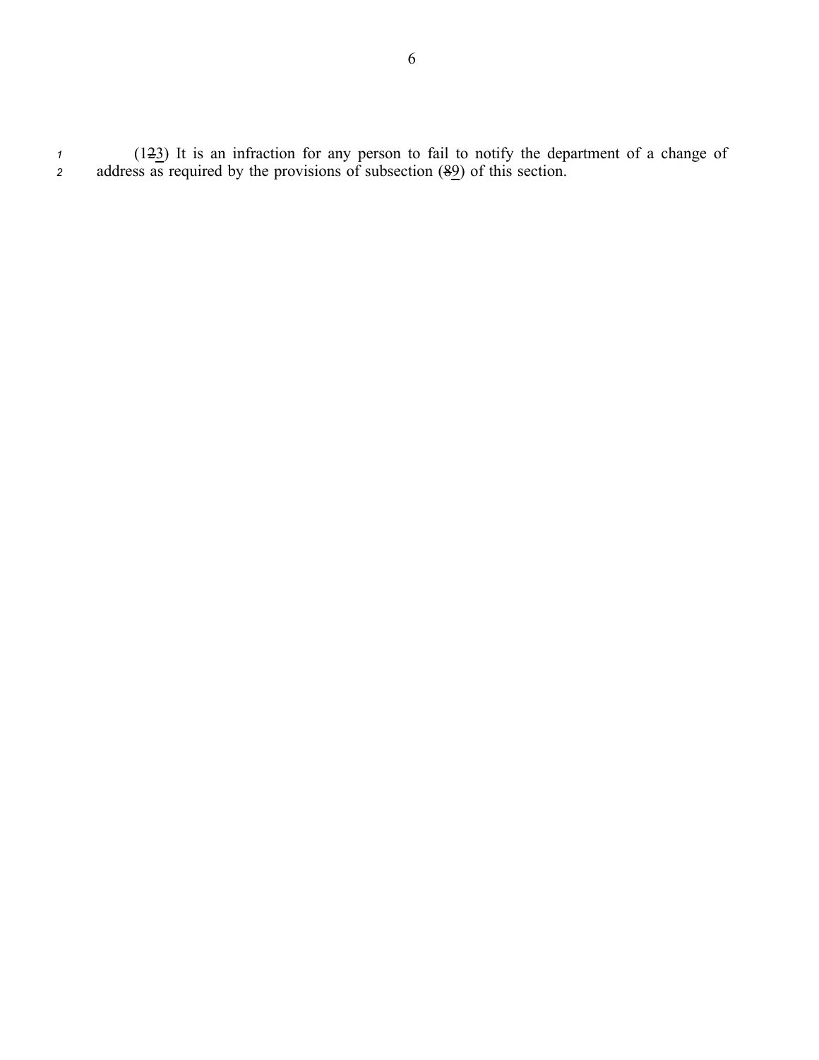(1~~2~~<u>3</u>) It is an infraction for any person to fail to notify the department of a change of address as required by the provisions of subsection (~~8~~<u>9</u>) of this section.